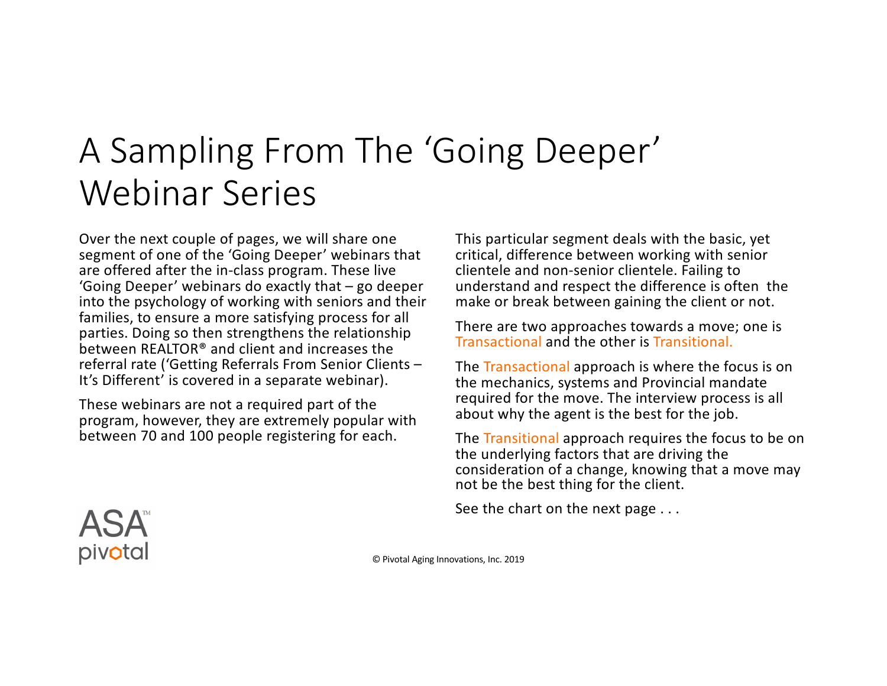# A Sampling From The 'Going Deeper' Webinar Series

Over the next couple of pages, we will share one segment of one of the 'Going Deeper' webinars that are offered after the in-class program. These live 'Going Deeper' webinars do exactly that – go deeper into the psychology of working with seniors and their families, to ensure a more satisfying process for all parties. Doing so then strengthens the relationship between REALTOR® and client and increases the referral rate ('Getting Referrals From Senior Clients – It's Different' is covered in a separate webinar).

These webinars are not a required part of the program, however, they are extremely popular with between 70 and 100 people registering for each.

This particular segment deals with the basic, yet critical, difference between working with senior clientele and non-senior clientele. Failing to understand and respect the difference is often the make or break between gaining the client or not.

There are two approaches towards a move; one is Transactional and the other is Transitional.

The Transactional approach is where the focus is on the mechanics, systems and Provincial mandate required for the move. The interview process is all about why the agent is the best for the job.

The Transitional approach requires the focus to be on the underlying factors that are driving the consideration of a change, knowing that a move may not be the best thing for the client.

See the chart on the next page . . .

ASA™ pivotal

© Pivotal Aging Innovations, Inc. 2019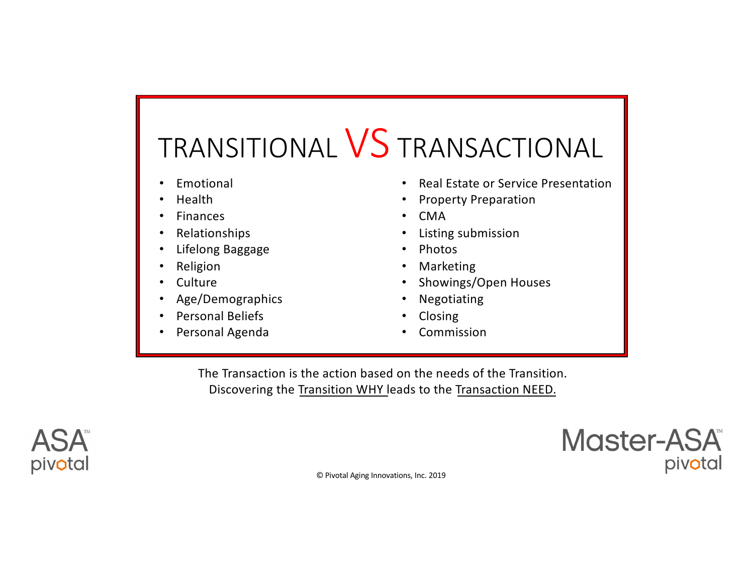# TRANSITIONAL VS TRANSACTIONAL

| TRANSITIONAL | TRANSACTIONAL |
| --- | --- |
| Emotional | Real Estate or Service Presentation |
| Health | Property Preparation |
| Finances | CMA |
| Relationships | Listing submission |
| Lifelong Baggage | Photos |
| Religion | Marketing |
| Culture | Showings/Open Houses |
| Age/Demographics | Negotiating |
| Personal Beliefs | Closing |
| Personal Agenda | Commission |

The Transaction is the action based on the needs of the Transition.
Discovering the Transition WHY leads to the Transaction NEED.

ASA™ pivotal

Master-ASA™ pivotal

© Pivotal Aging Innovations, Inc. 2019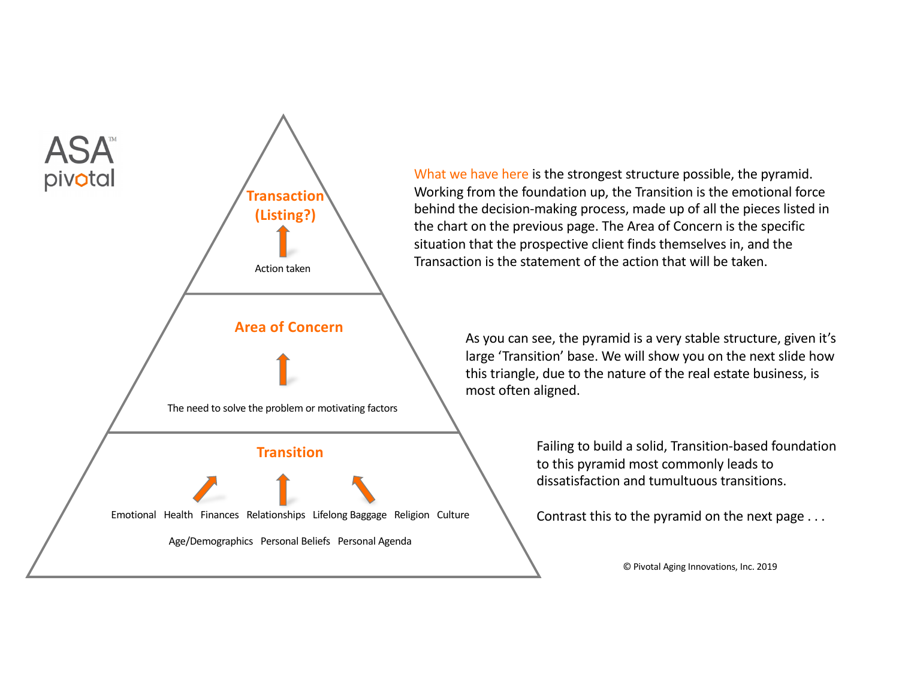ASA pivotal

**Transaction (Listing?)**

Action taken

**Area of Concern**

The need to solve the problem or motivating factors

**Transition**

Emotional Health Finances Relationships Lifelong Baggage Religion Culture

Age/Demographics Personal Beliefs Personal Agenda

What we have here is the strongest structure possible, the pyramid. Working from the foundation up, the Transition is the emotional force behind the decision-making process, made up of all the pieces listed in the chart on the previous page. The Area of Concern is the specific situation that the prospective client finds themselves in, and the Transaction is the statement of the action that will be taken.

As you can see, the pyramid is a very stable structure, given it's large 'Transition' base. We will show you on the next slide how this triangle, due to the nature of the real estate business, is most often aligned.

Failing to build a solid, Transition-based foundation to this pyramid most commonly leads to dissatisfaction and tumultuous transitions.

Contrast this to the pyramid on the next page . . .

© Pivotal Aging Innovations, Inc. 2019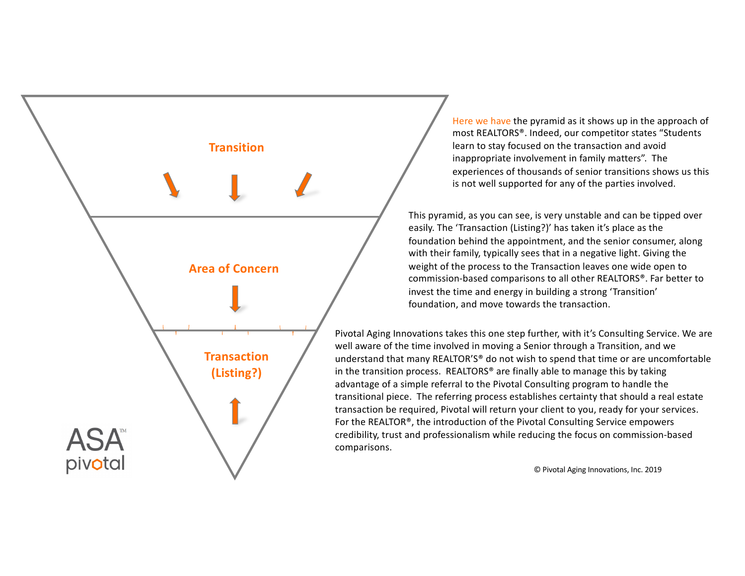Transition

Area of Concern

Transaction
(Listing?)

ASA™
pivotal

Here we have the pyramid as it shows up in the approach of most REALTORS®. Indeed, our competitor states "Students learn to stay focused on the transaction and avoid inappropriate involvement in family matters". The experiences of thousands of senior transitions shows us this is not well supported for any of the parties involved.

This pyramid, as you can see, is very unstable and can be tipped over easily. The 'Transaction (Listing?)' has taken it's place as the foundation behind the appointment, and the senior consumer, along with their family, typically sees that in a negative light. Giving the weight of the process to the Transaction leaves one wide open to commission-based comparisons to all other REALTORS®. Far better to invest the time and energy in building a strong 'Transition' foundation, and move towards the transaction.

Pivotal Aging Innovations takes this one step further, with it's Consulting Service. We are well aware of the time involved in moving a Senior through a Transition, and we understand that many REALTOR'S® do not wish to spend that time or are uncomfortable in the transition process. REALTORS® are finally able to manage this by taking advantage of a simple referral to the Pivotal Consulting program to handle the transitional piece. The referring process establishes certainty that should a real estate transaction be required, Pivotal will return your client to you, ready for your services. For the REALTOR®, the introduction of the Pivotal Consulting Service empowers credibility, trust and professionalism while reducing the focus on commission-based comparisons.

© Pivotal Aging Innovations, Inc. 2019